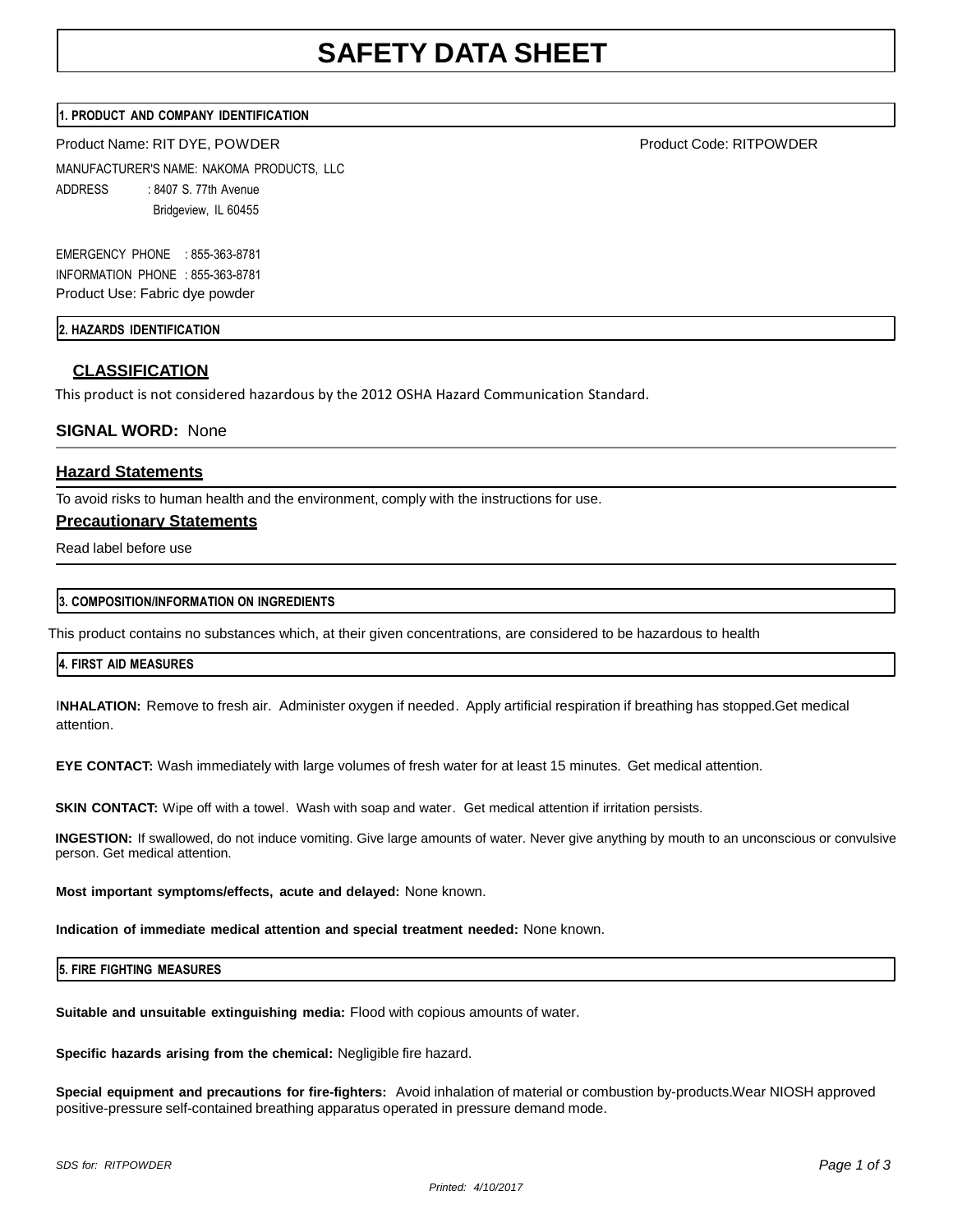# SAFETY DATA SHEET

## 1. PRODUCT AND COMPANY IDENTIFICATION

Product Name: RIT DYE, POWDER

Product Code: RITPOWDER

MANUFACTURER'S NAME: NAKOMA PRODUCTS, LLC

ADDRESS : 8407 S. 77th Avenue
Bridgeview, IL 60455

EMERGENCY PHONE : 855-363-8781

INFORMATION PHONE : 855-363-8781

Product Use: Fabric dye powder

## 2. HAZARDS IDENTIFICATION

### CLASSIFICATION

This product is not considered hazardous by the 2012 OSHA Hazard Communication Standard.

**SIGNAL WORD:** None

### Hazard Statements

To avoid risks to human health and the environment, comply with the instructions for use.

### Precautionary Statements

Read label before use

## 3. COMPOSITION/INFORMATION ON INGREDIENTS

This product contains no substances which, at their given concentrations, are considered to be hazardous to health

## 4. FIRST AID MEASURES

**INHALATION:** Remove to fresh air. Administer oxygen if needed. Apply artificial respiration if breathing has stopped.Get medical attention.

**EYE CONTACT:** Wash immediately with large volumes of fresh water for at least 15 minutes. Get medical attention.

**SKIN CONTACT:** Wipe off with a towel. Wash with soap and water. Get medical attention if irritation persists.

**INGESTION:** If swallowed, do not induce vomiting. Give large amounts of water. Never give anything by mouth to an unconscious or convulsive person. Get medical attention.

**Most important symptoms/effects, acute and delayed:** None known.

**Indication of immediate medical attention and special treatment needed:** None known.

## 5. FIRE FIGHTING MEASURES

**Suitable and unsuitable extinguishing media:** Flood with copious amounts of water.

**Specific hazards arising from the chemical:** Negligible fire hazard.

**Special equipment and precautions for fire-fighters:** Avoid inhalation of material or combustion by-products.Wear NIOSH approved positive-pressure self-contained breathing apparatus operated in pressure demand mode.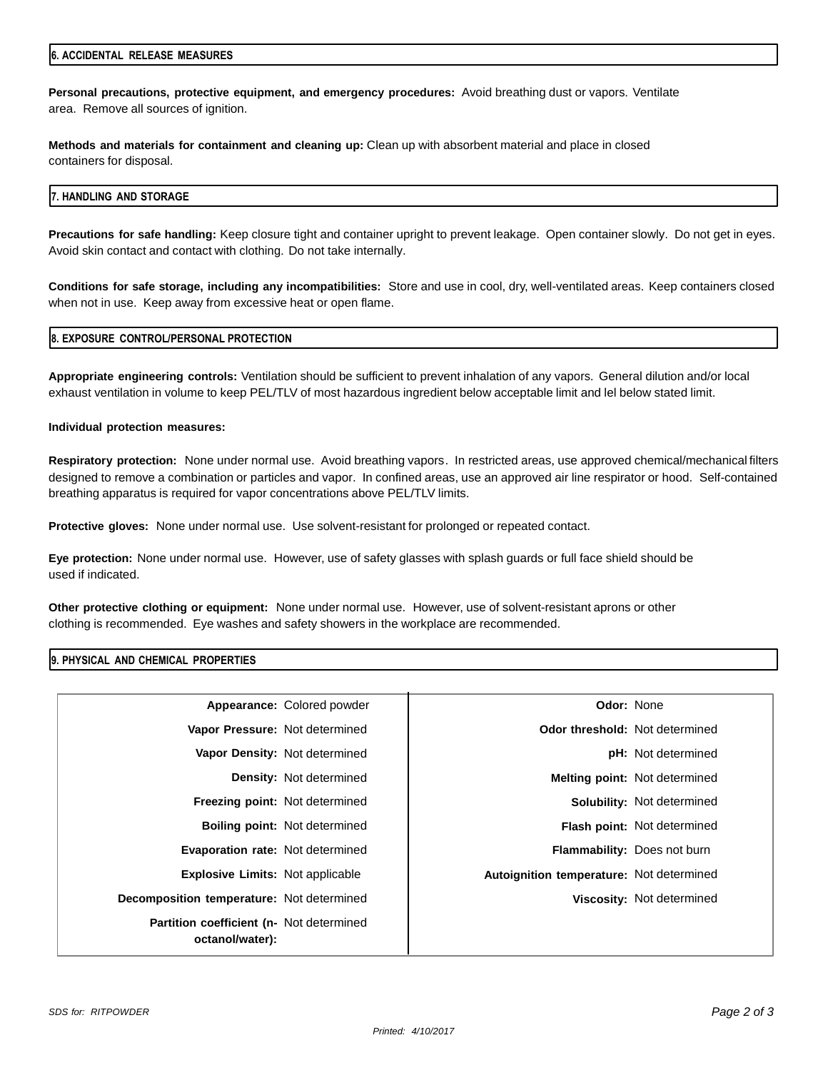## 6. ACCIDENTAL RELEASE MEASURES

**Personal precautions, protective equipment, and emergency procedures:** Avoid breathing dust or vapors. Ventilate area. Remove all sources of ignition.

**Methods and materials for containment and cleaning up:** Clean up with absorbent material and place in closed containers for disposal.

## 7. HANDLING AND STORAGE

**Precautions for safe handling:** Keep closure tight and container upright to prevent leakage. Open container slowly. Do not get in eyes. Avoid skin contact and contact with clothing. Do not take internally.

**Conditions for safe storage, including any incompatibilities:** Store and use in cool, dry, well-ventilated areas. Keep containers closed when not in use. Keep away from excessive heat or open flame.

## 8. EXPOSURE CONTROL/PERSONAL PROTECTION

**Appropriate engineering controls:** Ventilation should be sufficient to prevent inhalation of any vapors. General dilution and/or local exhaust ventilation in volume to keep PEL/TLV of most hazardous ingredient below acceptable limit and lel below stated limit.

**Individual protection measures:**

**Respiratory protection:** None under normal use. Avoid breathing vapors. In restricted areas, use approved chemical/mechanical filters designed to remove a combination or particles and vapor. In confined areas, use an approved air line respirator or hood. Self-contained breathing apparatus is required for vapor concentrations above PEL/TLV limits.

**Protective gloves:** None under normal use. Use solvent-resistant for prolonged or repeated contact.

**Eye protection:** None under normal use. However, use of safety glasses with splash guards or full face shield should be used if indicated.

**Other protective clothing or equipment:** None under normal use. However, use of solvent-resistant aprons or other clothing is recommended. Eye washes and safety showers in the workplace are recommended.

## 9. PHYSICAL AND CHEMICAL PROPERTIES

| Property | Value | Property | Value |
|---|---|---|---|
| **Appearance:** | Colored powder | **Odor:** | None |
| **Vapor Pressure:** | Not determined | **Odor threshold:** | Not determined |
| **Vapor Density:** | Not determined | **pH:** | Not determined |
| **Density:** | Not determined | **Melting point:** | Not determined |
| **Freezing point:** | Not determined | **Solubility:** | Not determined |
| **Boiling point:** | Not determined | **Flash point:** | Not determined |
| **Evaporation rate:** | Not determined | **Flammability:** | Does not burn |
| **Explosive Limits:** | Not applicable | **Autoignition temperature:** | Not determined |
| **Decomposition temperature:** | Not determined | **Viscosity:** | Not determined |
| **Partition coefficient (n-octanol/water):** | Not determined | | |

*SDS for: RITPOWDER*

*Printed: 4/10/2017*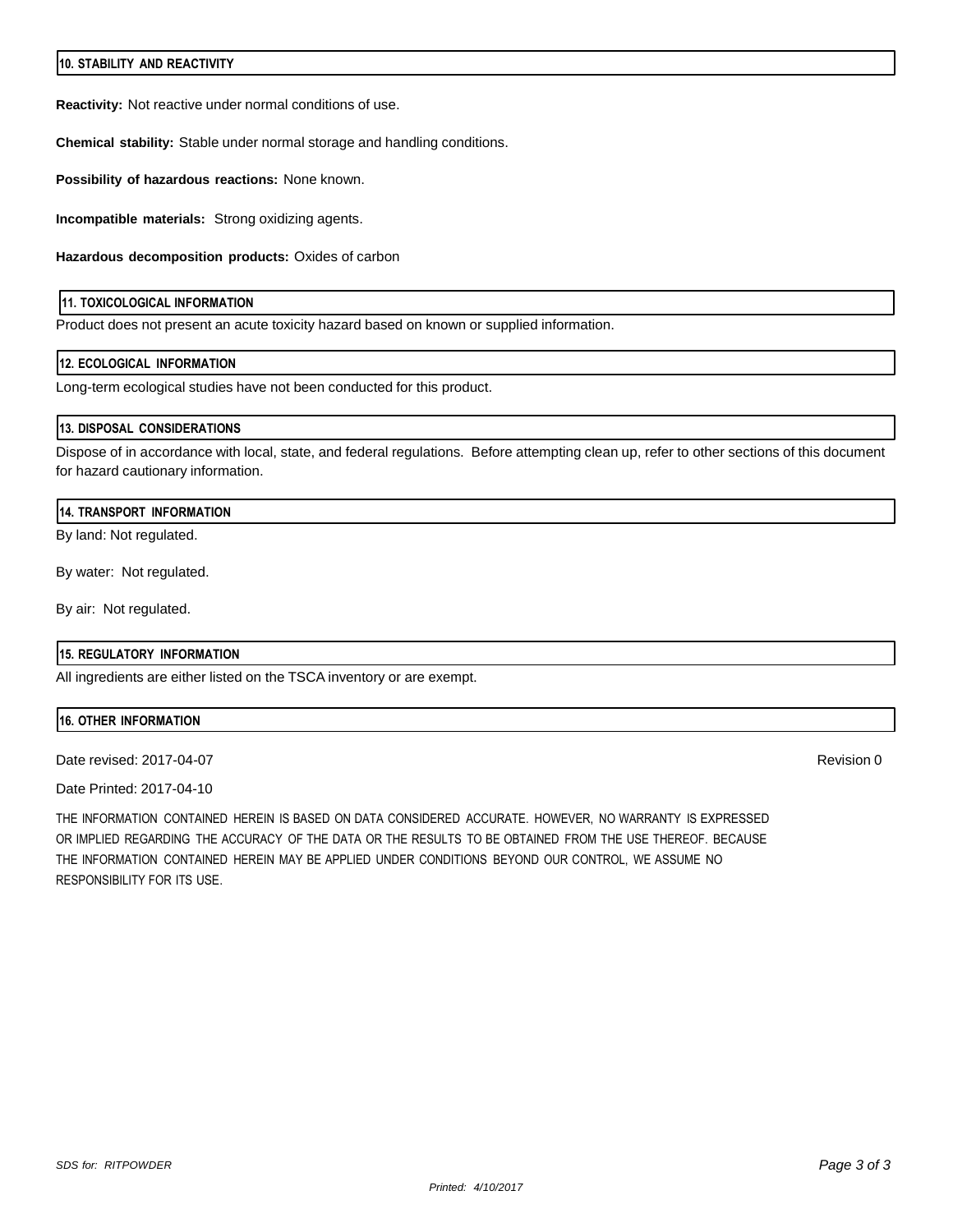## 10. STABILITY AND REACTIVITY

**Reactivity:** Not reactive under normal conditions of use.

**Chemical stability:** Stable under normal storage and handling conditions.

**Possibility of hazardous reactions:** None known.

**Incompatible materials:** Strong oxidizing agents.

**Hazardous decomposition products:** Oxides of carbon

## 11. TOXICOLOGICAL INFORMATION

Product does not present an acute toxicity hazard based on known or supplied information.

## 12. ECOLOGICAL INFORMATION

Long-term ecological studies have not been conducted for this product.

## 13. DISPOSAL CONSIDERATIONS

Dispose of in accordance with local, state, and federal regulations. Before attempting clean up, refer to other sections of this document for hazard cautionary information.

## 14. TRANSPORT INFORMATION

By land: Not regulated.

By water: Not regulated.

By air: Not regulated.

## 15. REGULATORY INFORMATION

All ingredients are either listed on the TSCA inventory or are exempt.

## 16. OTHER INFORMATION

Date revised: 2017-04-07 Revision 0

Date Printed: 2017-04-10

THE INFORMATION CONTAINED HEREIN IS BASED ON DATA CONSIDERED ACCURATE. HOWEVER, NO WARRANTY IS EXPRESSED OR IMPLIED REGARDING THE ACCURACY OF THE DATA OR THE RESULTS TO BE OBTAINED FROM THE USE THEREOF. BECAUSE THE INFORMATION CONTAINED HEREIN MAY BE APPLIED UNDER CONDITIONS BEYOND OUR CONTROL, WE ASSUME NO RESPONSIBILITY FOR ITS USE.